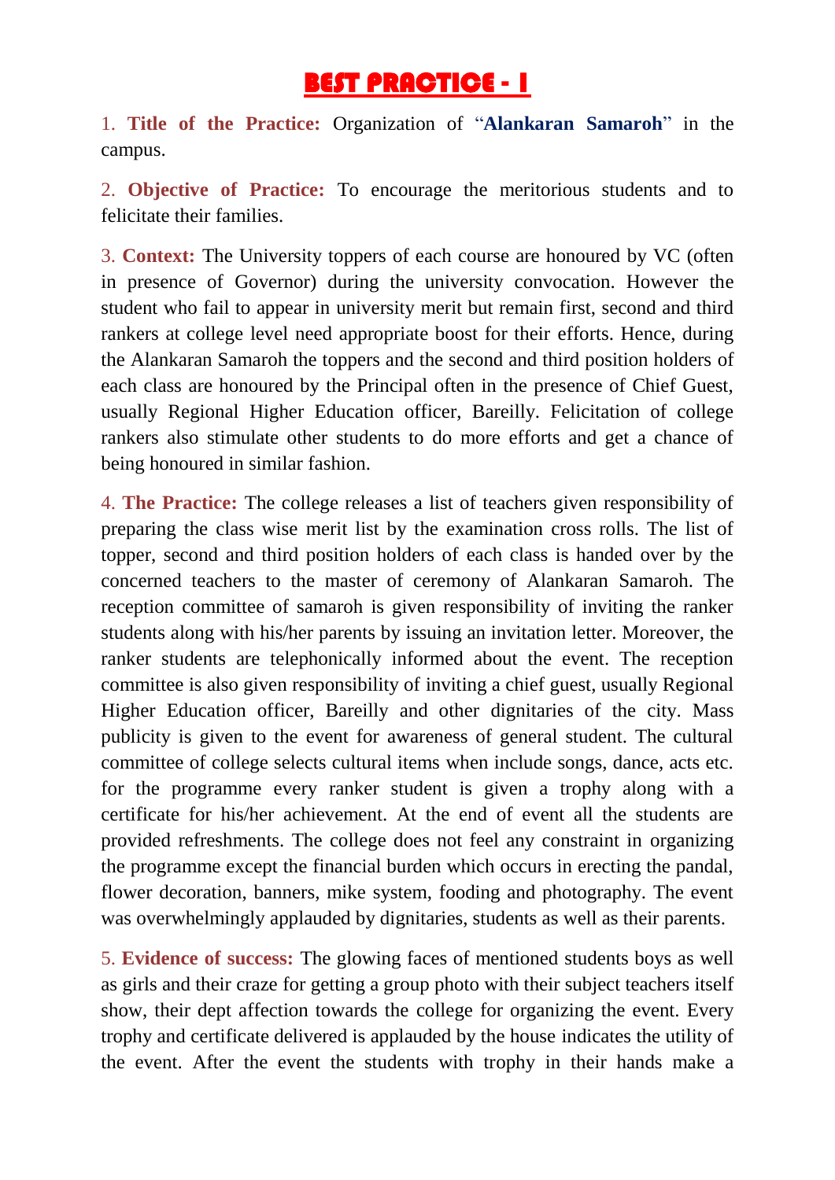# BEST PRACTICE - I

1. **Title of the Practice:** Organization of "**Alankaran Samaroh**" in the campus.

2. **Objective of Practice:** To encourage the meritorious students and to felicitate their families.

3. **Context:** The University toppers of each course are honoured by VC (often in presence of Governor) during the university convocation. However the student who fail to appear in university merit but remain first, second and third rankers at college level need appropriate boost for their efforts. Hence, during the Alankaran Samaroh the toppers and the second and third position holders of each class are honoured by the Principal often in the presence of Chief Guest, usually Regional Higher Education officer, Bareilly. Felicitation of college rankers also stimulate other students to do more efforts and get a chance of being honoured in similar fashion.

4. **The Practice:** The college releases a list of teachers given responsibility of preparing the class wise merit list by the examination cross rolls. The list of topper, second and third position holders of each class is handed over by the concerned teachers to the master of ceremony of Alankaran Samaroh. The reception committee of samaroh is given responsibility of inviting the ranker students along with his/her parents by issuing an invitation letter. Moreover, the ranker students are telephonically informed about the event. The reception committee is also given responsibility of inviting a chief guest, usually Regional Higher Education officer, Bareilly and other dignitaries of the city. Mass publicity is given to the event for awareness of general student. The cultural committee of college selects cultural items when include songs, dance, acts etc. for the programme every ranker student is given a trophy along with a certificate for his/her achievement. At the end of event all the students are provided refreshments. The college does not feel any constraint in organizing the programme except the financial burden which occurs in erecting the pandal, flower decoration, banners, mike system, fooding and photography. The event was overwhelmingly applauded by dignitaries, students as well as their parents.

5. **Evidence of success:** The glowing faces of mentioned students boys as well as girls and their craze for getting a group photo with their subject teachers itself show, their dept affection towards the college for organizing the event. Every trophy and certificate delivered is applauded by the house indicates the utility of the event. After the event the students with trophy in their hands make a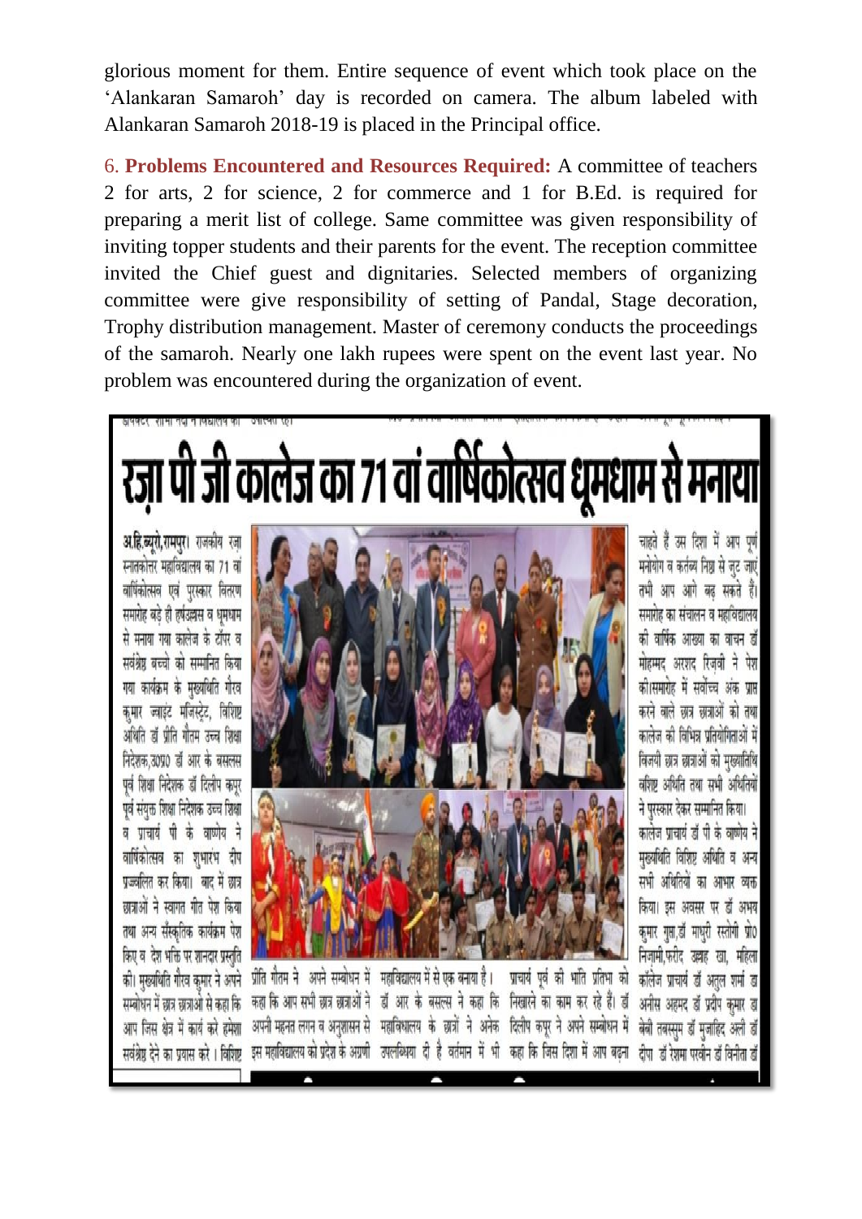glorious moment for them. Entire sequence of event which took place on the 'Alankaran Samaroh' day is recorded on camera. The album labeled with Alankaran Samaroh 2018-19 is placed in the Principal office.

6. **Problems Encountered and Resources Required:** A committee of teachers 2 for arts, 2 for science, 2 for commerce and 1 for B.Ed. is required for preparing a merit list of college. Same committee was given responsibility of inviting topper students and their parents for the event. The reception committee invited the Chief guest and dignitaries. Selected members of organizing committee were give responsibility of setting of Pandal, Stage decoration, Trophy distribution management. Master of ceremony conducts the proceedings of the samaroh. Nearly one lakh rupees were spent on the event last year. No problem was encountered during the organization of event.

# रज़ा पी जी कालेज का 71 वां वार्षिकोत्सव धूमधाम से मनाया

अ.हि.ब्यूरो,रामपुर। राजकीय रज़ा स्नातकोत्तर महाविद्यालय का 71 वां वार्षिकोत्सव एवं पुरस्कार वितरण समारोह बड़े ही हर्षउल्लास व धूमधाम से मनाया गया कालेज के टॉपर व सर्वश्रेष्ठ बच्चो को सम्मानित किया गया कार्यक्रम के मुख्यअतिथि गौरव कुमार ज्वाइंट मजिस्ट्रेट, विशिष्ट अतिथि डॉ प्रीति गौतम उच्च शिक्षा निदेशक,उ0प्र0 डॉ आर के बसलस पूर्व शिक्षा निदेशक डॉ दिलीप कपूर पूर्व संयुक्त शिक्षा निदेशक उच्च शिक्षा व प्राचार्य पी के वाष्णेय ने वार्षिकोत्सव का शुभारंभ दीप प्रज्वलित कर किया। बाद में छात्र छात्राओं ने स्वागत गीत पेश किया तथा अन्य सँस्कृतिक कार्यक्रम पेश किए व देश भक्ति पर शानदार प्रस्तुति की। मुख्यअतिथि गौरव कुमार ने अपने सम्बोधन में छात्र छात्राओं से कहा कि आप जिस क्षेत्र में कार्य करे हमेशा सर्वश्रेष्ठ देने का प्रयास करे। विशिष्ट प्रीति गौतम ने अपने सम्बोधन में कहा कि आप सभी छात्र छात्राओं ने अपनी महनत लगन व अनुशासन से इस महाविद्यालय को प्रदेश के अग्रणी महाविद्यालय में से एक बनाया है। डॉ आर के बसलस ने कहा कि महाविद्यालय के छात्रों ने अनेक उपलब्धिया दी है वर्तमान में भी प्राचार्य पूर्व की भाति प्रतिभा को निखारने का काम कर रहे है। डॉ दिलीप कपूर ने अपने सम्बोधन में कहा कि जिस दिशा में आप बढ़ना चाहते है उस दिशा में आप पूर्ण मनोयोग व कर्तव्य निष्ठा से जुट जाएं तभी आप आगे बढ़ सकते है। समारोह का संचालन व महाविद्यालय की वार्षिक आख्या का वाचन डॉ मोहम्मद अरशद रिजवी ने पेश की।समारोह में सर्वोच्च अंक प्राप्त करने वाले छात्र छात्राओं को तथा कालेज की विभिन्न प्रतियोगिताओं में विजयी छात्र छात्राओं को मुख्यअतिथि वशिष्ट अतिथि तथा सभी अतिथियों ने पुरस्कार देकर सम्मानित किया। कालेज प्राचार्य डॉ पी के वाष्णेय ने मुख्यअतिथि विशिष्ट अतिथि व अन्य सभी अतिथियों का आभार व्यक्त किया। इस अवसर पर डॉ अभय कुमार गुप्ता,डॉ माधुरी रस्तोगी प्रो0 निज़ामी,फरीद अहमद खा, महिला कॉलेज प्राचार्य डॉ अतुल शर्मा डा अनीस अहमद डॉ प्रदीप कुमार डा बेबी तबस्सुम डॉ मुजाहिद अली डॉ दीपा डॉ रेशमा परवीन डॉ विनीता डॉ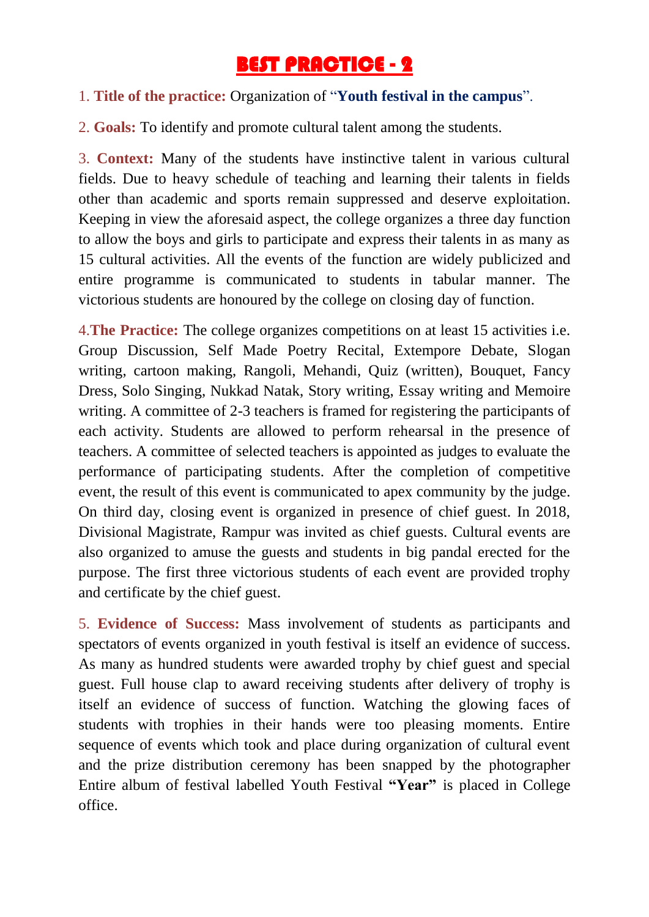# BEST PRACTICE - 2

1. **Title of the practice:** Organization of "**Youth festival in the campus**".

2. **Goals:** To identify and promote cultural talent among the students.

3. **Context:** Many of the students have instinctive talent in various cultural fields. Due to heavy schedule of teaching and learning their talents in fields other than academic and sports remain suppressed and deserve exploitation. Keeping in view the aforesaid aspect, the college organizes a three day function to allow the boys and girls to participate and express their talents in as many as 15 cultural activities. All the events of the function are widely publicized and entire programme is communicated to students in tabular manner. The victorious students are honoured by the college on closing day of function.

4. **The Practice:** The college organizes competitions on at least 15 activities i.e. Group Discussion, Self Made Poetry Recital, Extempore Debate, Slogan writing, cartoon making, Rangoli, Mehandi, Quiz (written), Bouquet, Fancy Dress, Solo Singing, Nukkad Natak, Story writing, Essay writing and Memoire writing. A committee of 2-3 teachers is framed for registering the participants of each activity. Students are allowed to perform rehearsal in the presence of teachers. A committee of selected teachers is appointed as judges to evaluate the performance of participating students. After the completion of competitive event, the result of this event is communicated to apex community by the judge. On third day, closing event is organized in presence of chief guest. In 2018, Divisional Magistrate, Rampur was invited as chief guests. Cultural events are also organized to amuse the guests and students in big pandal erected for the purpose. The first three victorious students of each event are provided trophy and certificate by the chief guest.

5. **Evidence of Success:** Mass involvement of students as participants and spectators of events organized in youth festival is itself an evidence of success. As many as hundred students were awarded trophy by chief guest and special guest. Full house clap to award receiving students after delivery of trophy is itself an evidence of success of function. Watching the glowing faces of students with trophies in their hands were too pleasing moments. Entire sequence of events which took and place during organization of cultural event and the prize distribution ceremony has been snapped by the photographer Entire album of festival labelled Youth Festival **"Year"** is placed in College office.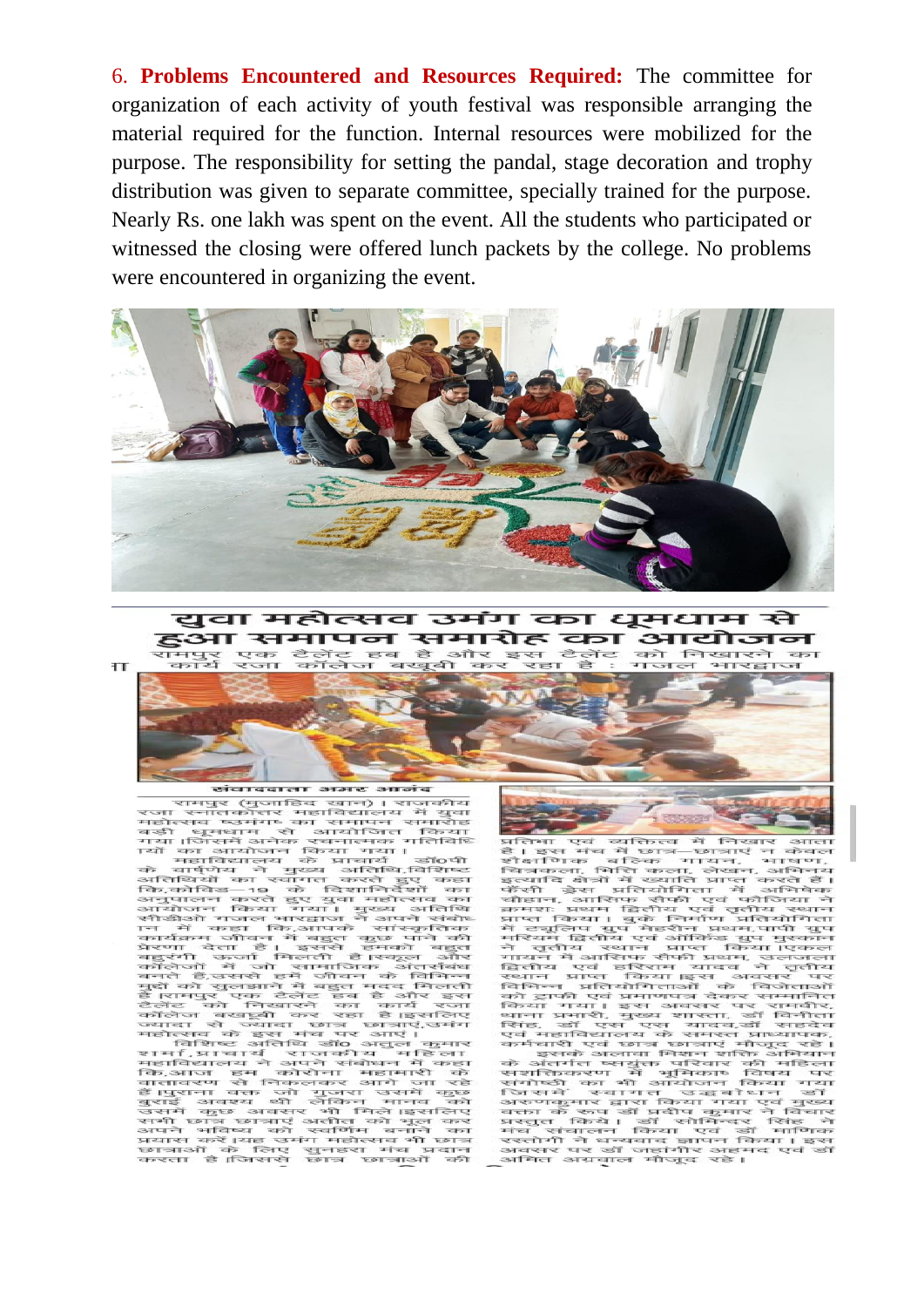6. **Problems Encountered and Resources Required:** The committee for organization of each activity of youth festival was responsible arranging the material required for the function. Internal resources were mobilized for the purpose. The responsibility for setting the pandal, stage decoration and trophy distribution was given to separate committee, specially trained for the purpose. Nearly Rs. one lakh was spent on the event. All the students who participated or witnessed the closing were offered lunch packets by the college. No problems were encountered in organizing the event.

# युवा महोत्सव उमंग का धूमधाम से हुआ समापन समारोह का आयोजन

रामपुर एक टैलेंट हब है और इस टैलेंट को निखारने का कार्य रजा कॉलेज बखूबी कर रहा है : गजल भारद्वाज

संवाददाता अमर आनंद

रामपुर (मुजाहिद खान)। राजकीय रजा स्नातकोत्तर महाविद्यालय में युवा महोत्सव "उमंग" का समापन समारोह बड़ी धूमधाम से आयोजित किया गया। जिसमें अनेक रचनात्मक गतिविधियों का आयोजन किया गया। महाविद्यालय के प्राचार्य डॉ0पी के वार्ष्णेय ने मुख्य अतिथि,विशिष्ट अतिथियों का स्वागत करते हुए कहा कि,कोविड-19 के दिशानिर्देशों का अनुपालन करते हुए युवा महोत्सव का आयोजन किया गया। मुख्य अतिथि सीडीओ गजल भारद्वाज ने अपने संबोधन में कहा कि,आपके सांस्कृतिक कार्यक्रम जीवन में बहुत कुछ पाने की प्रेरणा देता है। इससे हमको बहुत बहुरंगी ऊर्जा मिलती है।स्कूल और कॉलेजों में जो सामाजिक अंतर्संबंध बनते हैं,उससे हमें जीवन के विभिन्न मुद्दों को सुलझाने में बहुत मदद मिलती है।रामपुर एक टैलेंट हब है और इस टैलेंट को निखारने का कार्य रजा कॉलेज बखूबी कर रहा है।इसलिए ज्यादा से ज्यादा छात्र छात्राएं,उमंग महोत्सव के इस मंच पर आएं।

विशिष्ट अतिथि डॉ0 अतुल कुमार शर्मा,प्राचार्य राजकीय महिला महाविद्यालय ने अपने संबोधन में कहा कि,आज हम कोरोना महामारी के वातावरण से निकलकर आगे जा रहे हैं।पुराना वक्त जो गुजरा उसमें कुछ बुराई अवश्य थी लेकिन मानव को उसमें कुछ अवसर भी मिले।इसलिए सभी छात्र छात्राएं अतीत को भूल कर अपने भविष्य को स्वर्णिम बनाने का प्रयास करें।यह उमंग महोत्सव भी छात्र छात्राओं के लिए सुनहरा मंच प्रदान करता है।जिससे छात्र छात्राओं की प्रतिभा एवं व्यक्तित्व में निखार आता है। इस मंच में छात्र-छात्राएं न केवल शैक्षणिक बल्कि गायन, भाषण, चित्रकला, भित्ति कला, लेखन, अभिनय इत्यादि क्षेत्रों में ख्याति प्राप्त करते हैं। फैंसी ड्रेस प्रतियोगिता में अभिषेक चौहान, आसिफ सैफी एवं फौजिया ने क्रमशः प्रथम द्वितीय एवं तृतीय स्थान प्राप्त किया। बुके निर्माण प्रतियोगिता में ट्यूलिप ग्रुप महरीन प्रथम,पापी ग्रुप मरियम द्वितीय एवं ऑर्किड ग्रुप मुस्कान ने तृतीय स्थान प्राप्त किया।एकल गायन में आसिफ सैफी प्रथम, उलजाला द्वितीय एवं हरिराम यादव ने तृतीय स्थान प्राप्त किया।इस अवसर पर विभिन्न प्रतियोगिताओं के विजेताओं को ट्राफी एवं प्रमाणपत्र देकर सम्मानित किया गया। इस अवसर पर रामवीर, थाना प्रभारी, मुख्य शास्ता, डॉ विनीता सिंह, डॉ एस एस यादव,डॉ सहदेव एवं महाविद्यालय के समस्त प्राध्यापक, कर्मचारी एवं छात्र छात्राएं मौजूद रहे।

इसके अलावा मिशन शक्ति अभियान के अंतर्गत स्वयंक परिवार की महिला सशक्तिकरण में भूमिका विषय पर संगोष्ठी का भी आयोजन किया गया जिसमें स्वागत उद्बोधन डॉ अरुणकुमार द्वारा किया गया एवं मुख्य वक्ता के रूप डॉ प्रदीप कुमार ने विचार प्रस्तुत किये। डॉ सौमित्र सिंह ने मंच संचालन किया एवं डॉ माणिक रस्तोगी ने धन्यवाद ज्ञापन किया। इस अवसर पर डॉ जहांगीर अहमद एवं डॉ अमित अग्रवाल मौजूद रहे।